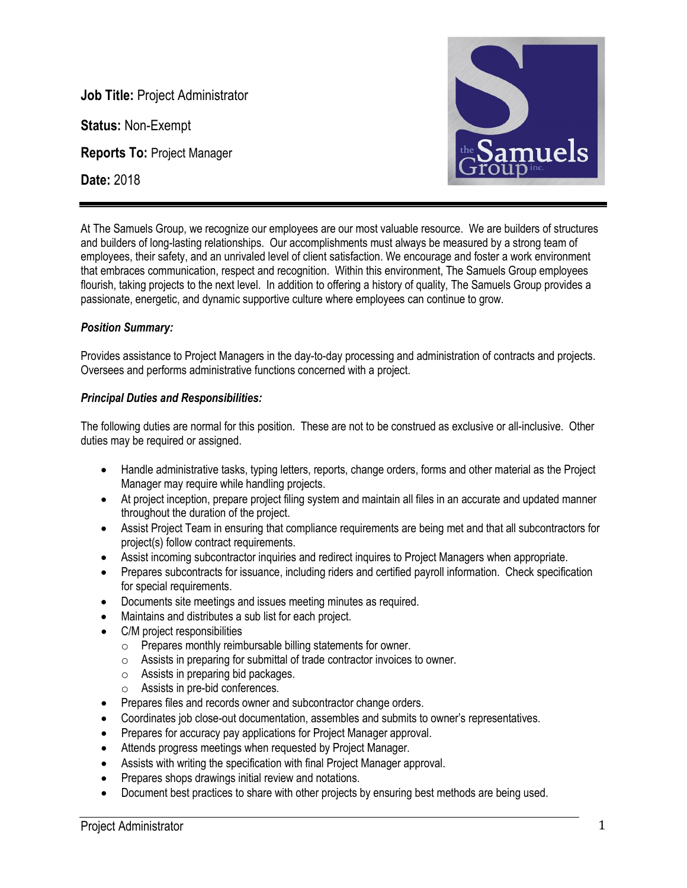**Job Title:** Project Administrator

**Status:** Non-Exempt

**Reports To:** Project Manager

**Date:** 2018

---

At The Samuels Group, we recognize our employees are our most valuable resource. We are builders of structures and builders of long-lasting relationships. Our accomplishments must always be measured by a strong team of employees, their safety, and an unrivaled level of client satisfaction. We encourage and foster a work environment that embraces communication, respect and recognition. Within this environment, The Samuels Group employees flourish, taking projects to the next level. In addition to offering a history of quality, The Samuels Group provides a passionate, energetic, and dynamic supportive culture where employees can continue to grow.

***Position Summary:***

Provides assistance to Project Managers in the day-to-day processing and administration of contracts and projects. Oversees and performs administrative functions concerned with a project.

***Principal Duties and Responsibilities:***

The following duties are normal for this position. These are not to be construed as exclusive or all-inclusive. Other duties may be required or assigned.

- Handle administrative tasks, typing letters, reports, change orders, forms and other material as the Project Manager may require while handling projects.
- At project inception, prepare project filing system and maintain all files in an accurate and updated manner throughout the duration of the project.
- Assist Project Team in ensuring that compliance requirements are being met and that all subcontractors for project(s) follow contract requirements.
- Assist incoming subcontractor inquiries and redirect inquires to Project Managers when appropriate.
- Prepares subcontracts for issuance, including riders and certified payroll information. Check specification for special requirements.
- Documents site meetings and issues meeting minutes as required.
- Maintains and distributes a sub list for each project.
- C/M project responsibilities
  - Prepares monthly reimbursable billing statements for owner.
  - Assists in preparing for submittal of trade contractor invoices to owner.
  - Assists in preparing bid packages.
  - Assists in pre-bid conferences.
- Prepares files and records owner and subcontractor change orders.
- Coordinates job close-out documentation, assembles and submits to owner's representatives.
- Prepares for accuracy pay applications for Project Manager approval.
- Attends progress meetings when requested by Project Manager.
- Assists with writing the specification with final Project Manager approval.
- Prepares shops drawings initial review and notations.
- Document best practices to share with other projects by ensuring best methods are being used.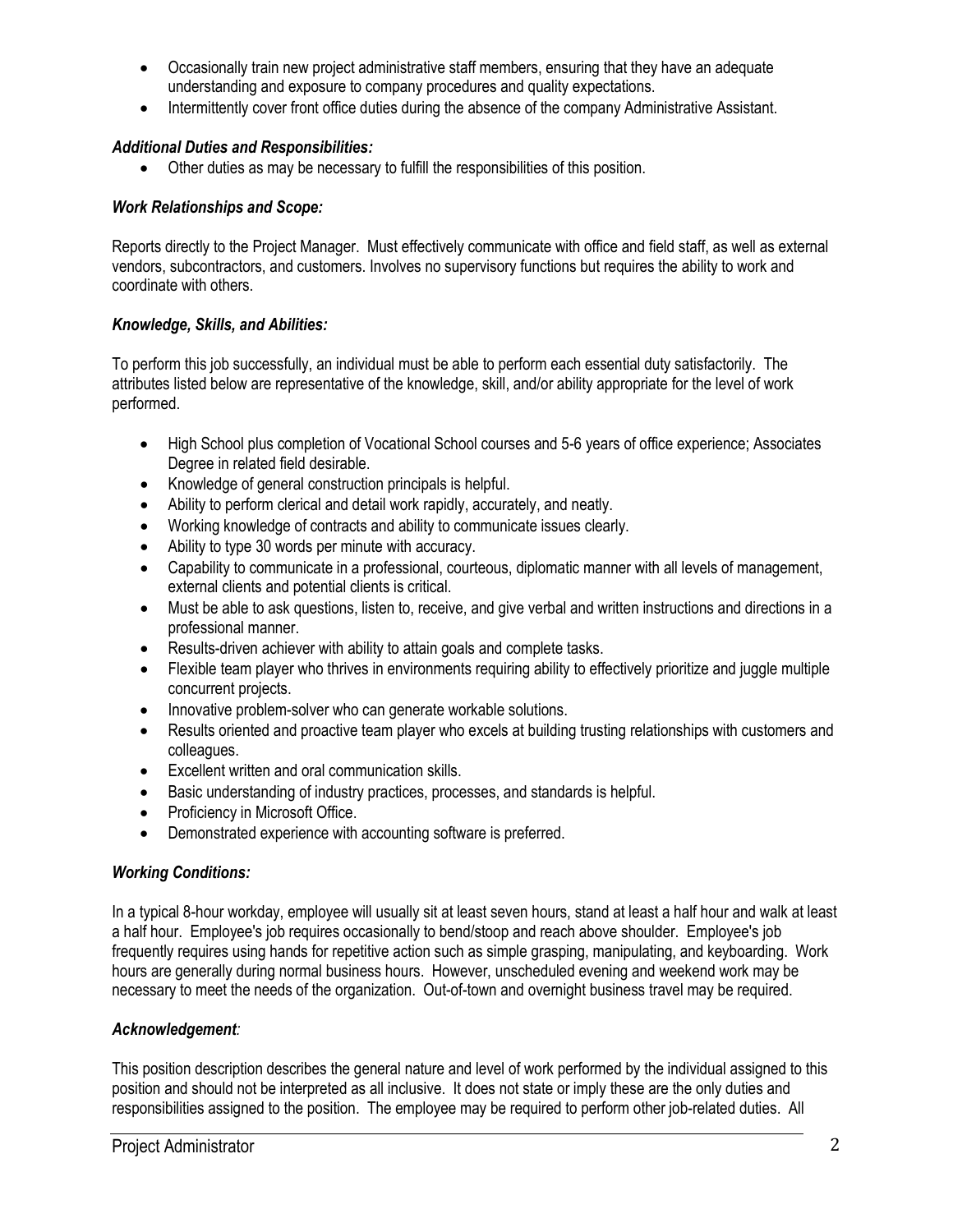- Occasionally train new project administrative staff members, ensuring that they have an adequate understanding and exposure to company procedures and quality expectations.
- Intermittently cover front office duties during the absence of the company Administrative Assistant.

### *Additional Duties and Responsibilities:*

- Other duties as may be necessary to fulfill the responsibilities of this position.

### *Work Relationships and Scope:*

Reports directly to the Project Manager. Must effectively communicate with office and field staff, as well as external vendors, subcontractors, and customers. Involves no supervisory functions but requires the ability to work and coordinate with others.

### *Knowledge, Skills, and Abilities:*

To perform this job successfully, an individual must be able to perform each essential duty satisfactorily. The attributes listed below are representative of the knowledge, skill, and/or ability appropriate for the level of work performed.

- High School plus completion of Vocational School courses and 5-6 years of office experience; Associates Degree in related field desirable.
- Knowledge of general construction principals is helpful.
- Ability to perform clerical and detail work rapidly, accurately, and neatly.
- Working knowledge of contracts and ability to communicate issues clearly.
- Ability to type 30 words per minute with accuracy.
- Capability to communicate in a professional, courteous, diplomatic manner with all levels of management, external clients and potential clients is critical.
- Must be able to ask questions, listen to, receive, and give verbal and written instructions and directions in a professional manner.
- Results-driven achiever with ability to attain goals and complete tasks.
- Flexible team player who thrives in environments requiring ability to effectively prioritize and juggle multiple concurrent projects.
- Innovative problem-solver who can generate workable solutions.
- Results oriented and proactive team player who excels at building trusting relationships with customers and colleagues.
- Excellent written and oral communication skills.
- Basic understanding of industry practices, processes, and standards is helpful.
- Proficiency in Microsoft Office.
- Demonstrated experience with accounting software is preferred.

### *Working Conditions:*

In a typical 8-hour workday, employee will usually sit at least seven hours, stand at least a half hour and walk at least a half hour. Employee's job requires occasionally to bend/stoop and reach above shoulder. Employee's job frequently requires using hands for repetitive action such as simple grasping, manipulating, and keyboarding. Work hours are generally during normal business hours. However, unscheduled evening and weekend work may be necessary to meet the needs of the organization. Out-of-town and overnight business travel may be required.

### *Acknowledgement:*

This position description describes the general nature and level of work performed by the individual assigned to this position and should not be interpreted as all inclusive. It does not state or imply these are the only duties and responsibilities assigned to the position. The employee may be required to perform other job-related duties. All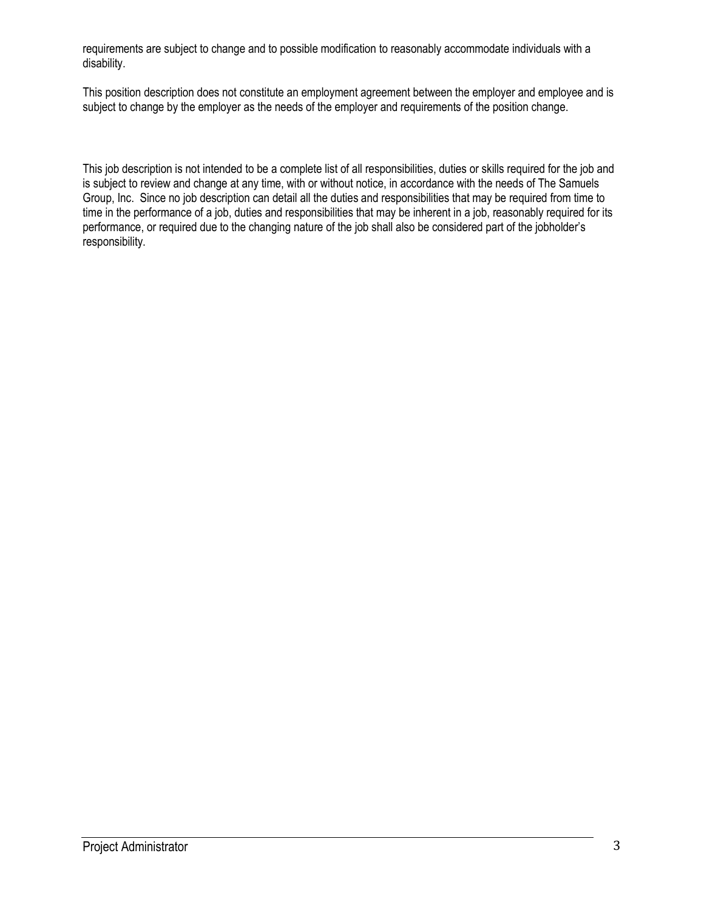requirements are subject to change and to possible modification to reasonably accommodate individuals with a disability.

This position description does not constitute an employment agreement between the employer and employee and is subject to change by the employer as the needs of the employer and requirements of the position change.

This job description is not intended to be a complete list of all responsibilities, duties or skills required for the job and is subject to review and change at any time, with or without notice, in accordance with the needs of The Samuels Group, Inc. Since no job description can detail all the duties and responsibilities that may be required from time to time in the performance of a job, duties and responsibilities that may be inherent in a job, reasonably required for its performance, or required due to the changing nature of the job shall also be considered part of the jobholder's responsibility.